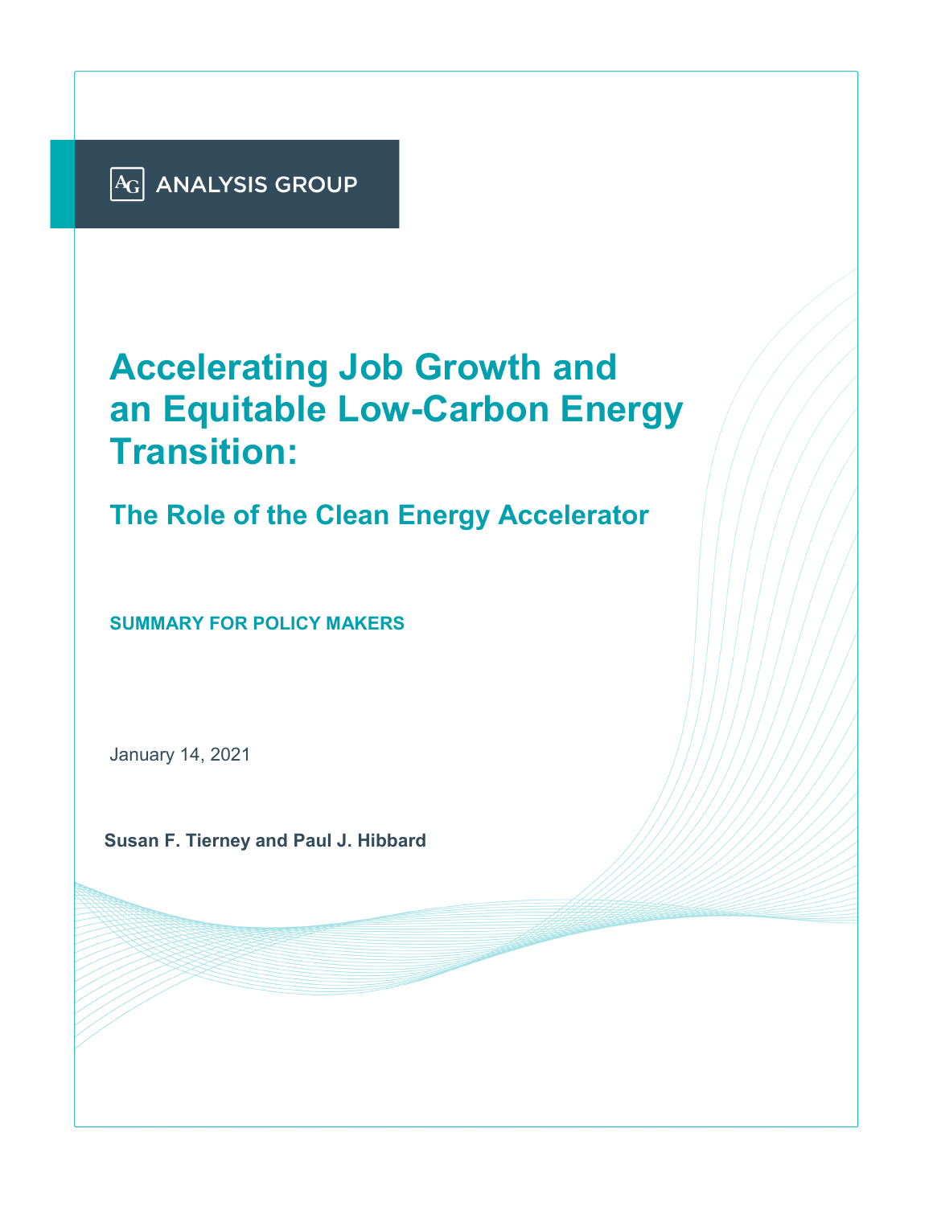ANALYSIS GROUP

# Accelerating Job Growth and an Equitable Low-Carbon Energy Transition:

## The Role of the Clean Energy Accelerator

**SUMMARY FOR POLICY MAKERS**

January 14, 2021

**Susan F. Tierney and Paul J. Hibbard**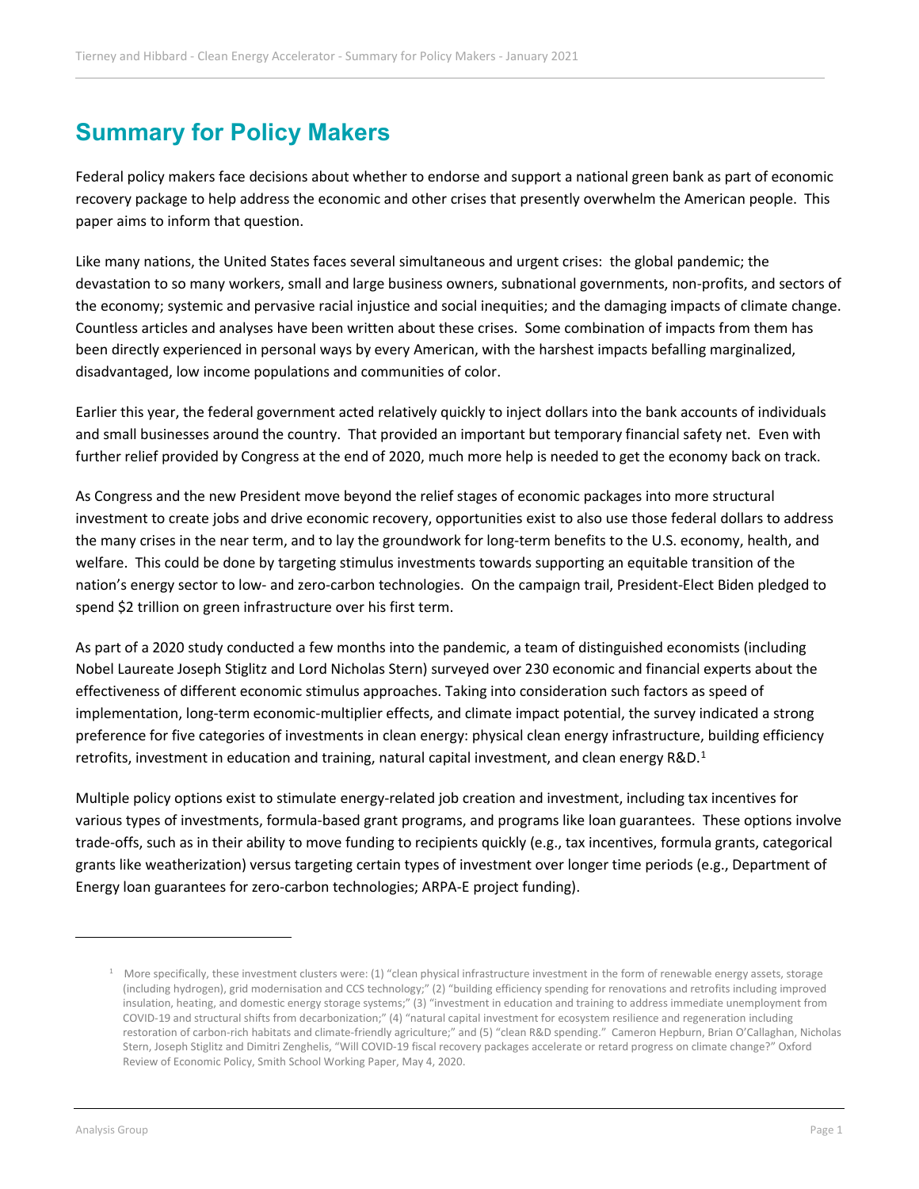# Summary for Policy Makers

Federal policy makers face decisions about whether to endorse and support a national green bank as part of economic recovery package to help address the economic and other crises that presently overwhelm the American people. This paper aims to inform that question.

Like many nations, the United States faces several simultaneous and urgent crises: the global pandemic; the devastation to so many workers, small and large business owners, subnational governments, non-profits, and sectors of the economy; systemic and pervasive racial injustice and social inequities; and the damaging impacts of climate change. Countless articles and analyses have been written about these crises. Some combination of impacts from them has been directly experienced in personal ways by every American, with the harshest impacts befalling marginalized, disadvantaged, low income populations and communities of color.

Earlier this year, the federal government acted relatively quickly to inject dollars into the bank accounts of individuals and small businesses around the country. That provided an important but temporary financial safety net. Even with further relief provided by Congress at the end of 2020, much more help is needed to get the economy back on track.

As Congress and the new President move beyond the relief stages of economic packages into more structural investment to create jobs and drive economic recovery, opportunities exist to also use those federal dollars to address the many crises in the near term, and to lay the groundwork for long-term benefits to the U.S. economy, health, and welfare. This could be done by targeting stimulus investments towards supporting an equitable transition of the nation's energy sector to low- and zero-carbon technologies. On the campaign trail, President-Elect Biden pledged to spend $2 trillion on green infrastructure over his first term.

As part of a 2020 study conducted a few months into the pandemic, a team of distinguished economists (including Nobel Laureate Joseph Stiglitz and Lord Nicholas Stern) surveyed over 230 economic and financial experts about the effectiveness of different economic stimulus approaches. Taking into consideration such factors as speed of implementation, long-term economic-multiplier effects, and climate impact potential, the survey indicated a strong preference for five categories of investments in clean energy: physical clean energy infrastructure, building efficiency retrofits, investment in education and training, natural capital investment, and clean energy R&D.[1]

Multiple policy options exist to stimulate energy-related job creation and investment, including tax incentives for various types of investments, formula-based grant programs, and programs like loan guarantees. These options involve trade-offs, such as in their ability to move funding to recipients quickly (e.g., tax incentives, formula grants, categorical grants like weatherization) versus targeting certain types of investment over longer time periods (e.g., Department of Energy loan guarantees for zero-carbon technologies; ARPA-E project funding).

---

[1] More specifically, these investment clusters were: (1) "clean physical infrastructure investment in the form of renewable energy assets, storage (including hydrogen), grid modernisation and CCS technology;" (2) "building efficiency spending for renovations and retrofits including improved insulation, heating, and domestic energy storage systems;" (3) "investment in education and training to address immediate unemployment from COVID-19 and structural shifts from decarbonization;" (4) "natural capital investment for ecosystem resilience and regeneration including restoration of carbon-rich habitats and climate-friendly agriculture;" and (5) "clean R&D spending." Cameron Hepburn, Brian O'Callaghan, Nicholas Stern, Joseph Stiglitz and Dimitri Zenghelis, "Will COVID-19 fiscal recovery packages accelerate or retard progress on climate change?" Oxford Review of Economic Policy, Smith School Working Paper, May 4, 2020.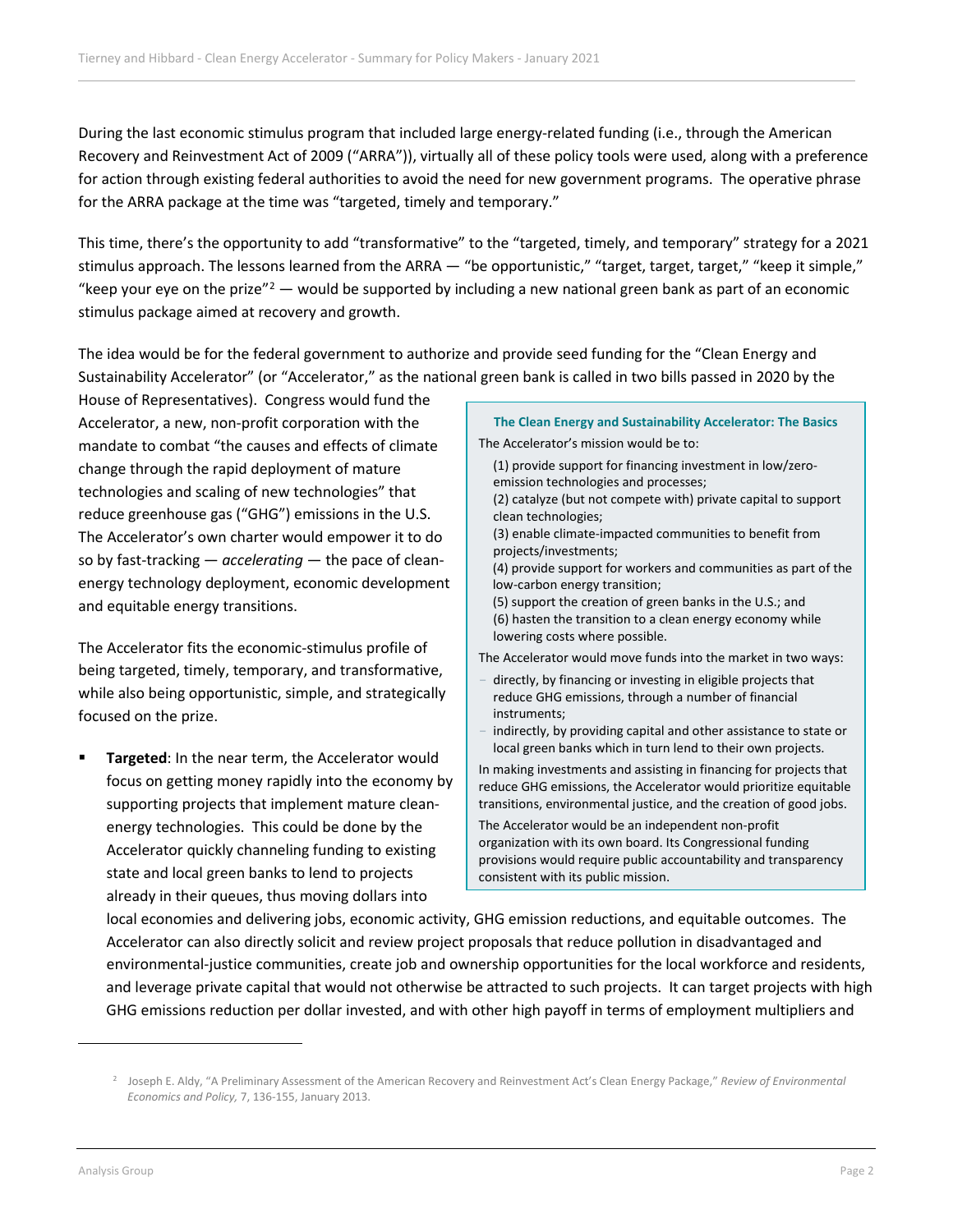During the last economic stimulus program that included large energy-related funding (i.e., through the American Recovery and Reinvestment Act of 2009 ("ARRA")), virtually all of these policy tools were used, along with a preference for action through existing federal authorities to avoid the need for new government programs. The operative phrase for the ARRA package at the time was "targeted, timely and temporary."

This time, there's the opportunity to add "transformative" to the "targeted, timely, and temporary" strategy for a 2021 stimulus approach. The lessons learned from the ARRA — "be opportunistic," "target, target, target," "keep it simple," "keep your eye on the prize"[2] — would be supported by including a new national green bank as part of an economic stimulus package aimed at recovery and growth.

The idea would be for the federal government to authorize and provide seed funding for the "Clean Energy and Sustainability Accelerator" (or "Accelerator," as the national green bank is called in two bills passed in 2020 by the House of Representatives). Congress would fund the Accelerator, a new, non-profit corporation with the mandate to combat "the causes and effects of climate change through the rapid deployment of mature technologies and scaling of new technologies" that reduce greenhouse gas ("GHG") emissions in the U.S. The Accelerator's own charter would empower it to do so by fast-tracking — *accelerating* — the pace of clean-energy technology deployment, economic development and equitable energy transitions.

> **The Clean Energy and Sustainability Accelerator: The Basics**
>
> The Accelerator's mission would be to:
>
> (1) provide support for financing investment in low/zero-emission technologies and processes;
> (2) catalyze (but not compete with) private capital to support clean technologies;
> (3) enable climate-impacted communities to benefit from projects/investments;
> (4) provide support for workers and communities as part of the low-carbon energy transition;
> (5) support the creation of green banks in the U.S.; and
> (6) hasten the transition to a clean energy economy while lowering costs where possible.
>
> The Accelerator would move funds into the market in two ways:
>
> - directly, by financing or investing in eligible projects that reduce GHG emissions, through a number of financial instruments;
> - indirectly, by providing capital and other assistance to state or local green banks which in turn lend to their own projects.
>
> In making investments and assisting in financing for projects that reduce GHG emissions, the Accelerator would prioritize equitable transitions, environmental justice, and the creation of good jobs.
>
> The Accelerator would be an independent non-profit organization with its own board. Its Congressional funding provisions would require public accountability and transparency consistent with its public mission.

The Accelerator fits the economic-stimulus profile of being targeted, timely, temporary, and transformative, while also being opportunistic, simple, and strategically focused on the prize.

- **Targeted**: In the near term, the Accelerator would focus on getting money rapidly into the economy by supporting projects that implement mature clean-energy technologies. This could be done by the Accelerator quickly channeling funding to existing state and local green banks to lend to projects already in their queues, thus moving dollars into local economies and delivering jobs, economic activity, GHG emission reductions, and equitable outcomes. The Accelerator can also directly solicit and review project proposals that reduce pollution in disadvantaged and environmental-justice communities, create job and ownership opportunities for the local workforce and residents, and leverage private capital that would not otherwise be attracted to such projects. It can target projects with high GHG emissions reduction per dollar invested, and with other high payoff in terms of employment multipliers and

[2] Joseph E. Aldy, "A Preliminary Assessment of the American Recovery and Reinvestment Act's Clean Energy Package," *Review of Environmental Economics and Policy,* 7, 136-155, January 2013.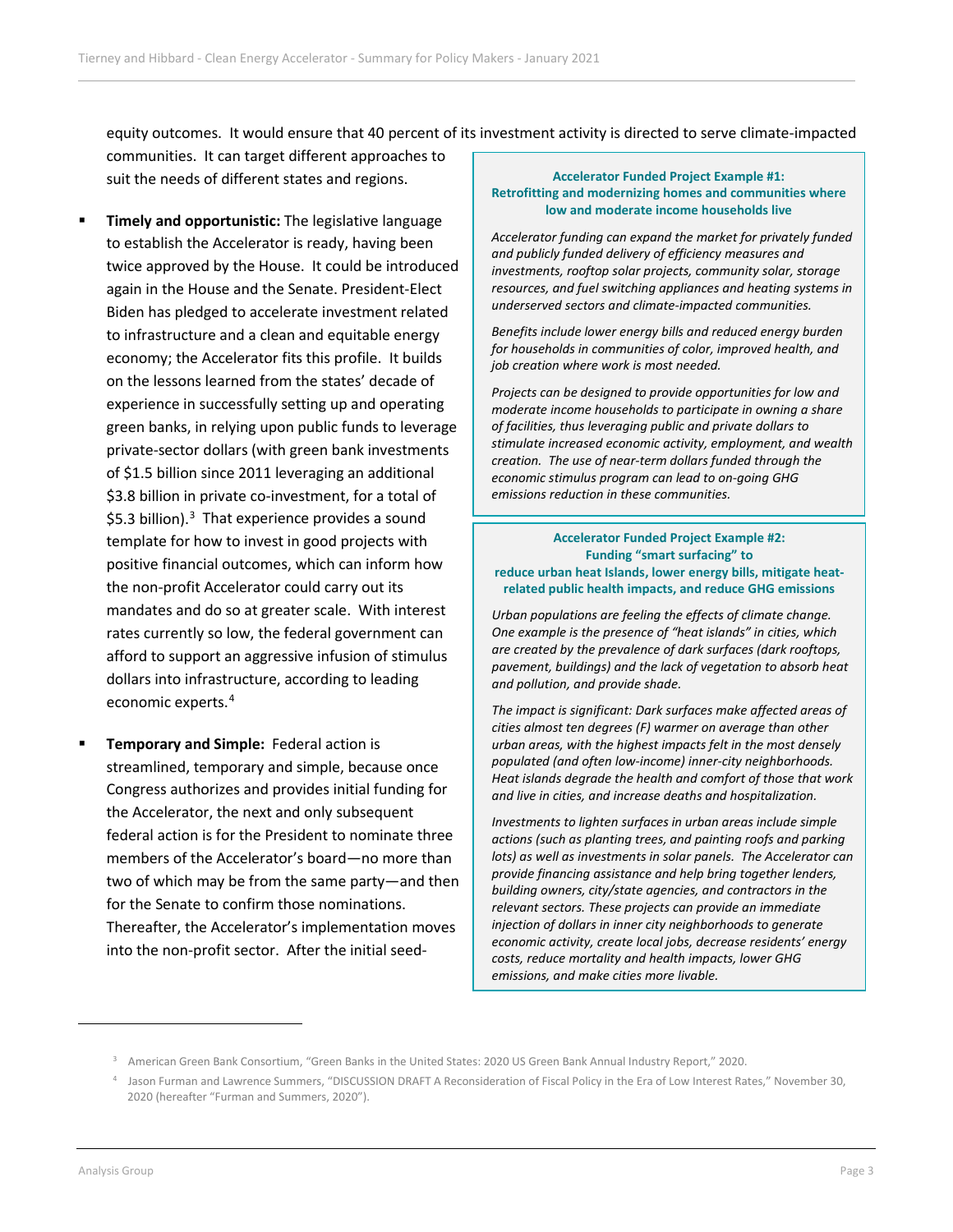equity outcomes. It would ensure that 40 percent of its investment activity is directed to serve climate-impacted communities. It can target different approaches to suit the needs of different states and regions.

- **Timely and opportunistic:** The legislative language to establish the Accelerator is ready, having been twice approved by the House. It could be introduced again in the House and the Senate. President-Elect Biden has pledged to accelerate investment related to infrastructure and a clean and equitable energy economy; the Accelerator fits this profile. It builds on the lessons learned from the states' decade of experience in successfully setting up and operating green banks, in relying upon public funds to leverage private-sector dollars (with green bank investments of $1.5 billion since 2011 leveraging an additional $3.8 billion in private co-investment, for a total of $5.3 billion).[3] That experience provides a sound template for how to invest in good projects with positive financial outcomes, which can inform how the non-profit Accelerator could carry out its mandates and do so at greater scale. With interest rates currently so low, the federal government can afford to support an aggressive infusion of stimulus dollars into infrastructure, according to leading economic experts.[4]

- **Temporary and Simple:** Federal action is streamlined, temporary and simple, because once Congress authorizes and provides initial funding for the Accelerator, the next and only subsequent federal action is for the President to nominate three members of the Accelerator's board—no more than two of which may be from the same party—and then for the Senate to confirm those nominations. Thereafter, the Accelerator's implementation moves into the non-profit sector. After the initial seed-

**Accelerator Funded Project Example #1: Retrofitting and modernizing homes and communities where low and moderate income households live**

*Accelerator funding can expand the market for privately funded and publicly funded delivery of efficiency measures and investments, rooftop solar projects, community solar, storage resources, and fuel switching appliances and heating systems in underserved sectors and climate-impacted communities.*

*Benefits include lower energy bills and reduced energy burden for households in communities of color, improved health, and job creation where work is most needed.*

*Projects can be designed to provide opportunities for low and moderate income households to participate in owning a share of facilities, thus leveraging public and private dollars to stimulate increased economic activity, employment, and wealth creation. The use of near-term dollars funded through the economic stimulus program can lead to on-going GHG emissions reduction in these communities.*

**Accelerator Funded Project Example #2: Funding "smart surfacing" to reduce urban heat Islands, lower energy bills, mitigate heat-related public health impacts, and reduce GHG emissions**

*Urban populations are feeling the effects of climate change. One example is the presence of "heat islands" in cities, which are created by the prevalence of dark surfaces (dark rooftops, pavement, buildings) and the lack of vegetation to absorb heat and pollution, and provide shade.*

*The impact is significant: Dark surfaces make affected areas of cities almost ten degrees (F) warmer on average than other urban areas, with the highest impacts felt in the most densely populated (and often low-income) inner-city neighborhoods. Heat islands degrade the health and comfort of those that work and live in cities, and increase deaths and hospitalization.*

*Investments to lighten surfaces in urban areas include simple actions (such as planting trees, and painting roofs and parking lots) as well as investments in solar panels. The Accelerator can provide financing assistance and help bring together lenders, building owners, city/state agencies, and contractors in the relevant sectors. These projects can provide an immediate injection of dollars in inner city neighborhoods to generate economic activity, create local jobs, decrease residents' energy costs, reduce mortality and health impacts, lower GHG emissions, and make cities more livable.*

---

[3] American Green Bank Consortium, "Green Banks in the United States: 2020 US Green Bank Annual Industry Report," 2020.

[4] Jason Furman and Lawrence Summers, "DISCUSSION DRAFT A Reconsideration of Fiscal Policy in the Era of Low Interest Rates," November 30, 2020 (hereafter "Furman and Summers, 2020").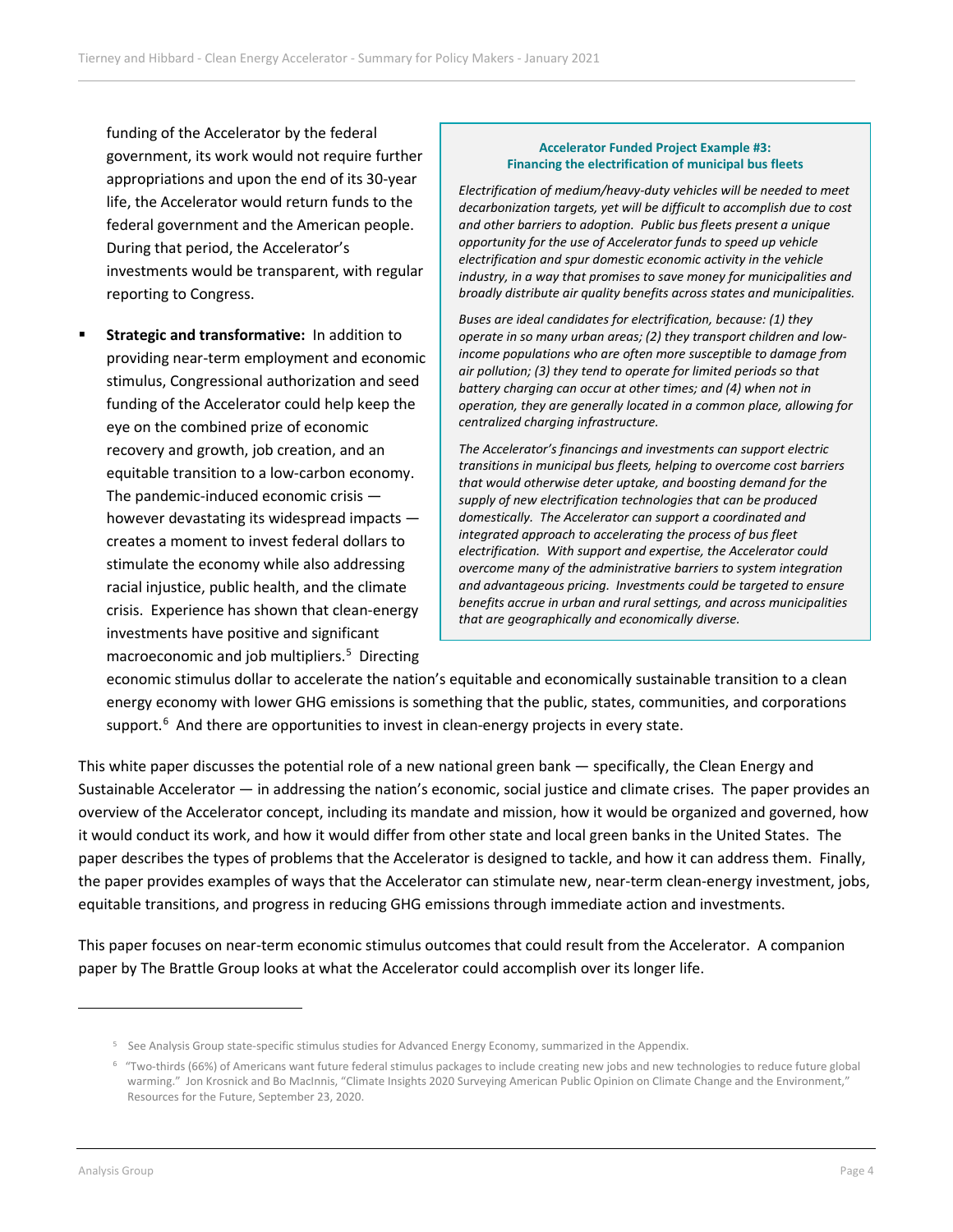funding of the Accelerator by the federal government, its work would not require further appropriations and upon the end of its 30-year life, the Accelerator would return funds to the federal government and the American people. During that period, the Accelerator's investments would be transparent, with regular reporting to Congress.

- **Strategic and transformative:** In addition to providing near-term employment and economic stimulus, Congressional authorization and seed funding of the Accelerator could help keep the eye on the combined prize of economic recovery and growth, job creation, and an equitable transition to a low-carbon economy. The pandemic-induced economic crisis — however devastating its widespread impacts — creates a moment to invest federal dollars to stimulate the economy while also addressing racial injustice, public health, and the climate crisis. Experience has shown that clean-energy investments have positive and significant macroeconomic and job multipliers.[5] Directing economic stimulus dollar to accelerate the nation's equitable and economically sustainable transition to a clean energy economy with lower GHG emissions is something that the public, states, communities, and corporations support.[6] And there are opportunities to invest in clean-energy projects in every state.

> **Accelerator Funded Project Example #3: Financing the electrification of municipal bus fleets**
>
> *Electrification of medium/heavy-duty vehicles will be needed to meet decarbonization targets, yet will be difficult to accomplish due to cost and other barriers to adoption. Public bus fleets present a unique opportunity for the use of Accelerator funds to speed up vehicle electrification and spur domestic economic activity in the vehicle industry, in a way that promises to save money for municipalities and broadly distribute air quality benefits across states and municipalities.*
>
> *Buses are ideal candidates for electrification, because: (1) they operate in so many urban areas; (2) they transport children and low-income populations who are often more susceptible to damage from air pollution; (3) they tend to operate for limited periods so that battery charging can occur at other times; and (4) when not in operation, they are generally located in a common place, allowing for centralized charging infrastructure.*
>
> *The Accelerator's financings and investments can support electric transitions in municipal bus fleets, helping to overcome cost barriers that would otherwise deter uptake, and boosting demand for the supply of new electrification technologies that can be produced domestically. The Accelerator can support a coordinated and integrated approach to accelerating the process of bus fleet electrification. With support and expertise, the Accelerator could overcome many of the administrative barriers to system integration and advantageous pricing. Investments could be targeted to ensure benefits accrue in urban and rural settings, and across municipalities that are geographically and economically diverse.*

This white paper discusses the potential role of a new national green bank — specifically, the Clean Energy and Sustainable Accelerator — in addressing the nation's economic, social justice and climate crises. The paper provides an overview of the Accelerator concept, including its mandate and mission, how it would be organized and governed, how it would conduct its work, and how it would differ from other state and local green banks in the United States. The paper describes the types of problems that the Accelerator is designed to tackle, and how it can address them. Finally, the paper provides examples of ways that the Accelerator can stimulate new, near-term clean-energy investment, jobs, equitable transitions, and progress in reducing GHG emissions through immediate action and investments.

This paper focuses on near-term economic stimulus outcomes that could result from the Accelerator. A companion paper by The Brattle Group looks at what the Accelerator could accomplish over its longer life.

---

[5] See Analysis Group state-specific stimulus studies for Advanced Energy Economy, summarized in the Appendix.

[6] "Two-thirds (66%) of Americans want future federal stimulus packages to include creating new jobs and new technologies to reduce future global warming." Jon Krosnick and Bo MacInnis, "Climate Insights 2020 Surveying American Public Opinion on Climate Change and the Environment," Resources for the Future, September 23, 2020.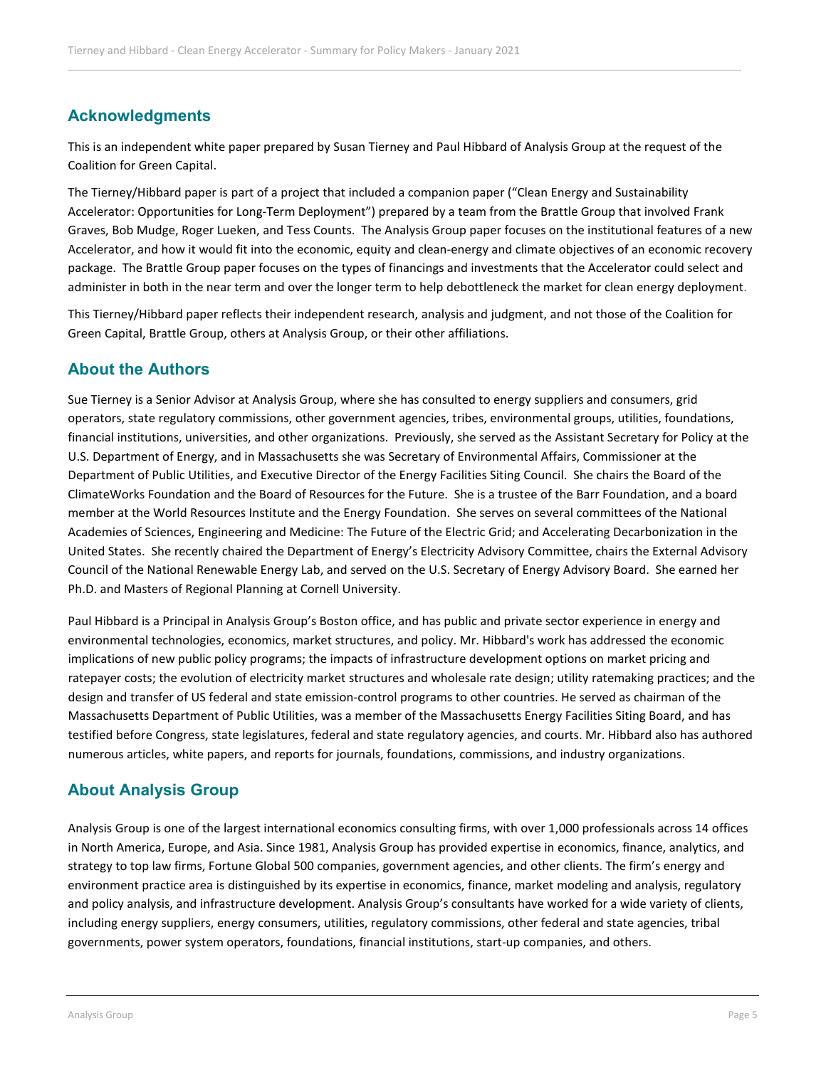## Acknowledgments

This is an independent white paper prepared by Susan Tierney and Paul Hibbard of Analysis Group at the request of the Coalition for Green Capital.

The Tierney/Hibbard paper is part of a project that included a companion paper ("Clean Energy and Sustainability Accelerator: Opportunities for Long-Term Deployment") prepared by a team from the Brattle Group that involved Frank Graves, Bob Mudge, Roger Lueken, and Tess Counts. The Analysis Group paper focuses on the institutional features of a new Accelerator, and how it would fit into the economic, equity and clean-energy and climate objectives of an economic recovery package. The Brattle Group paper focuses on the types of financings and investments that the Accelerator could select and administer in both in the near term and over the longer term to help debottleneck the market for clean energy deployment.

This Tierney/Hibbard paper reflects their independent research, analysis and judgment, and not those of the Coalition for Green Capital, Brattle Group, others at Analysis Group, or their other affiliations.

## About the Authors

Sue Tierney is a Senior Advisor at Analysis Group, where she has consulted to energy suppliers and consumers, grid operators, state regulatory commissions, other government agencies, tribes, environmental groups, utilities, foundations, financial institutions, universities, and other organizations. Previously, she served as the Assistant Secretary for Policy at the U.S. Department of Energy, and in Massachusetts she was Secretary of Environmental Affairs, Commissioner at the Department of Public Utilities, and Executive Director of the Energy Facilities Siting Council. She chairs the Board of the ClimateWorks Foundation and the Board of Resources for the Future. She is a trustee of the Barr Foundation, and a board member at the World Resources Institute and the Energy Foundation. She serves on several committees of the National Academies of Sciences, Engineering and Medicine: The Future of the Electric Grid; and Accelerating Decarbonization in the United States. She recently chaired the Department of Energy's Electricity Advisory Committee, chairs the External Advisory Council of the National Renewable Energy Lab, and served on the U.S. Secretary of Energy Advisory Board. She earned her Ph.D. and Masters of Regional Planning at Cornell University.

Paul Hibbard is a Principal in Analysis Group's Boston office, and has public and private sector experience in energy and environmental technologies, economics, market structures, and policy. Mr. Hibbard's work has addressed the economic implications of new public policy programs; the impacts of infrastructure development options on market pricing and ratepayer costs; the evolution of electricity market structures and wholesale rate design; utility ratemaking practices; and the design and transfer of US federal and state emission-control programs to other countries. He served as chairman of the Massachusetts Department of Public Utilities, was a member of the Massachusetts Energy Facilities Siting Board, and has testified before Congress, state legislatures, federal and state regulatory agencies, and courts. Mr. Hibbard also has authored numerous articles, white papers, and reports for journals, foundations, commissions, and industry organizations.

## About Analysis Group

Analysis Group is one of the largest international economics consulting firms, with over 1,000 professionals across 14 offices in North America, Europe, and Asia. Since 1981, Analysis Group has provided expertise in economics, finance, analytics, and strategy to top law firms, Fortune Global 500 companies, government agencies, and other clients. The firm's energy and environment practice area is distinguished by its expertise in economics, finance, market modeling and analysis, regulatory and policy analysis, and infrastructure development. Analysis Group's consultants have worked for a wide variety of clients, including energy suppliers, energy consumers, utilities, regulatory commissions, other federal and state agencies, tribal governments, power system operators, foundations, financial institutions, start-up companies, and others.